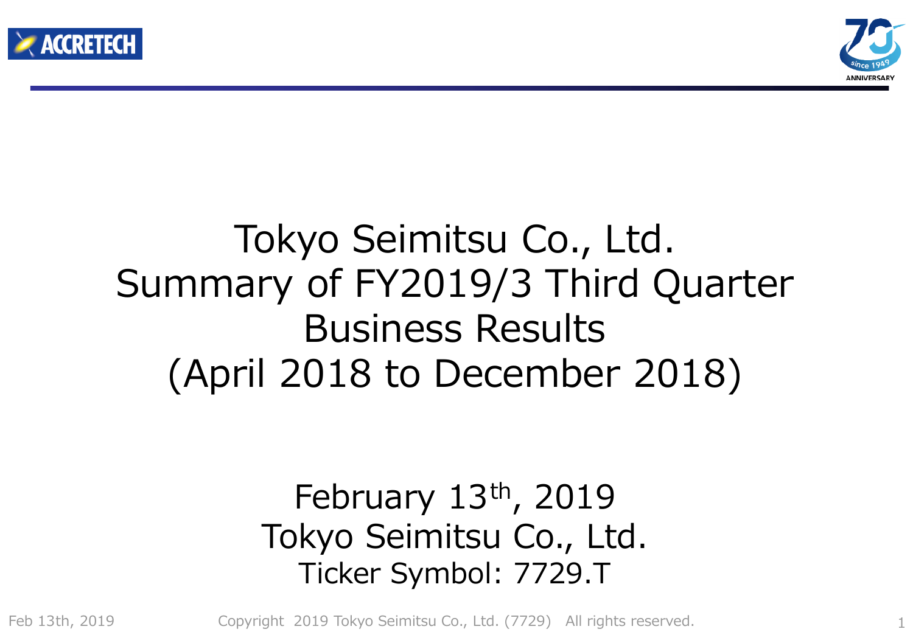# Tokyo Seimitsu Co., Ltd.
# Summary of FY2019/3 Third Quarter Business Results
# (April 2018 to December 2018)

February 13th, 2019
Tokyo Seimitsu Co., Ltd.
Ticker Symbol: 7729.T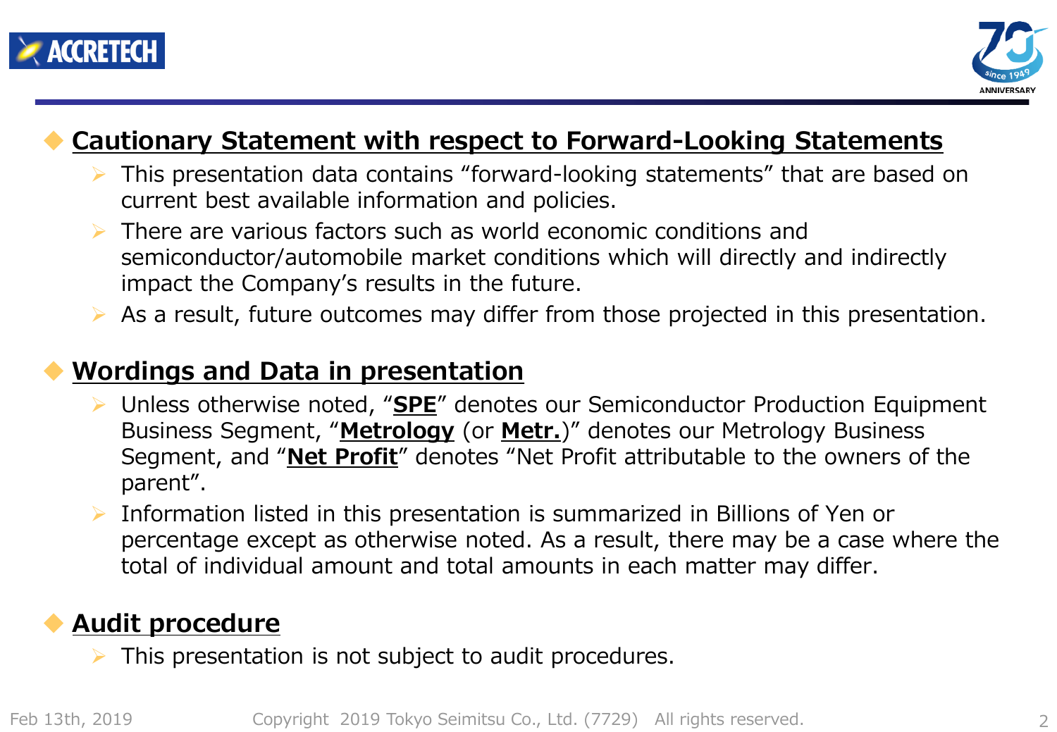## Cautionary Statement with respect to Forward-Looking Statements

- This presentation data contains "forward-looking statements" that are based on current best available information and policies.
- There are various factors such as world economic conditions and semiconductor/automobile market conditions which will directly and indirectly impact the Company's results in the future.
- As a result, future outcomes may differ from those projected in this presentation.

## Wordings and Data in presentation

- Unless otherwise noted, "**SPE**" denotes our Semiconductor Production Equipment Business Segment, "**Metrology** (or **Metr.**)" denotes our Metrology Business Segment, and "**Net Profit**" denotes "Net Profit attributable to the owners of the parent".
- Information listed in this presentation is summarized in Billions of Yen or percentage except as otherwise noted. As a result, there may be a case where the total of individual amount and total amounts in each matter may differ.

## Audit procedure

- This presentation is not subject to audit procedures.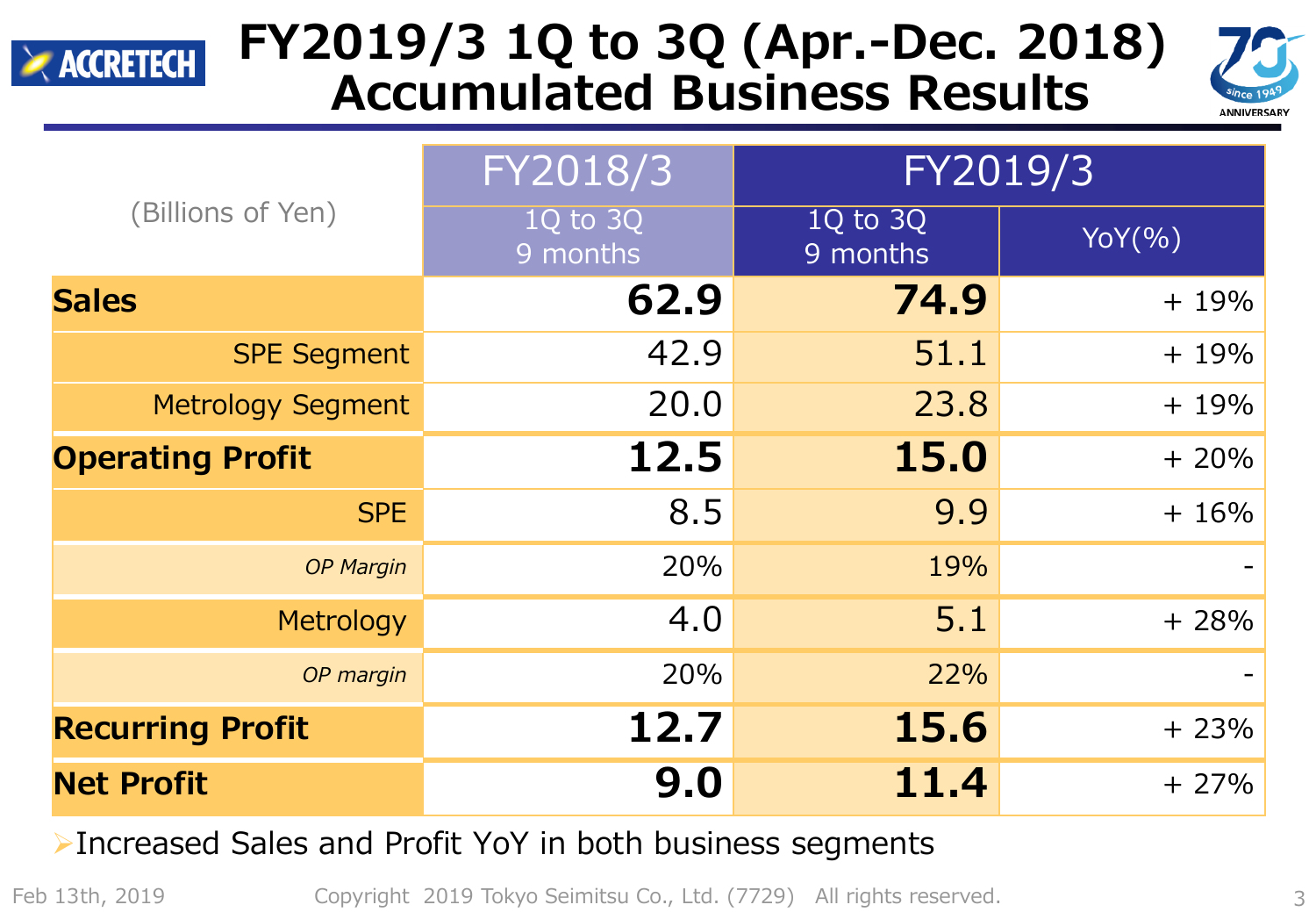# FY2019/3 1Q to 3Q (Apr.-Dec. 2018) Accumulated Business Results

| (Billions of Yen) | FY2018/3 | FY2019/3 | |
|---|---|---|---|
| | 1Q to 3Q 9 months | 1Q to 3Q 9 months | YoY(%) |
| **Sales** | **62.9** | **74.9** | + 19% |
| SPE Segment | 42.9 | 51.1 | + 19% |
| Metrology Segment | 20.0 | 23.8 | + 19% |
| **Operating Profit** | **12.5** | **15.0** | + 20% |
| SPE | 8.5 | 9.9 | + 16% |
| *OP Margin* | 20% | 19% | - |
| Metrology | 4.0 | 5.1 | + 28% |
| *OP margin* | 20% | 22% | - |
| **Recurring Profit** | **12.7** | **15.6** | + 23% |
| **Net Profit** | **9.0** | **11.4** | + 27% |

- Increased Sales and Profit YoY in both business segments

Feb 13th, 2019 Copyright 2019 Tokyo Seimitsu Co., Ltd. (7729) All rights reserved.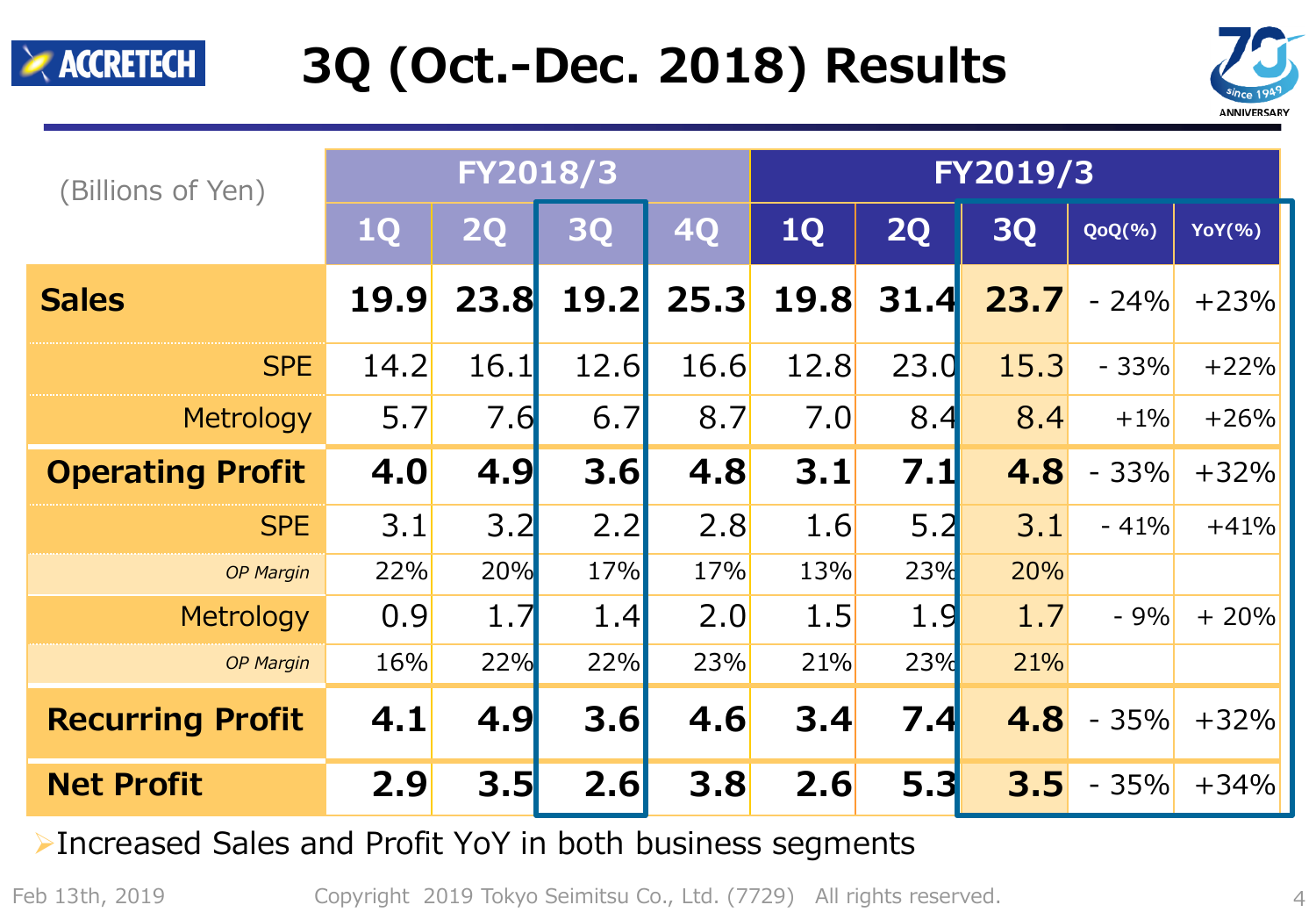# 3Q (Oct.-Dec. 2018) Results

| (Billions of Yen) | FY2018/3 | | | | FY2019/3 | | | | |
|---|---|---|---|---|---|---|---|---|---|
| | 1Q | 2Q | 3Q | 4Q | 1Q | 2Q | 3Q | QoQ(%) | YoY(%) |
| **Sales** | **19.9** | **23.8** | **19.2** | **25.3** | **19.8** | **31.4** | **23.7** | - 24% | +23% |
| SPE | 14.2 | 16.1 | 12.6 | 16.6 | 12.8 | 23.0 | 15.3 | - 33% | +22% |
| Metrology | 5.7 | 7.6 | 6.7 | 8.7 | 7.0 | 8.4 | 8.4 | +1% | +26% |
| **Operating Profit** | **4.0** | **4.9** | **3.6** | **4.8** | **3.1** | **7.1** | **4.8** | - 33% | +32% |
| SPE | 3.1 | 3.2 | 2.2 | 2.8 | 1.6 | 5.2 | 3.1 | - 41% | +41% |
| *OP Margin* | 22% | 20% | 17% | 17% | 13% | 23% | 20% | | |
| Metrology | 0.9 | 1.7 | 1.4 | 2.0 | 1.5 | 1.9 | 1.7 | - 9% | + 20% |
| *OP Margin* | 16% | 22% | 22% | 23% | 21% | 23% | 21% | | |
| **Recurring Profit** | **4.1** | **4.9** | **3.6** | **4.6** | **3.4** | **7.4** | **4.8** | - 35% | +32% |
| **Net Profit** | **2.9** | **3.5** | **2.6** | **3.8** | **2.6** | **5.3** | **3.5** | - 35% | +34% |

- Increased Sales and Profit YoY in both business segments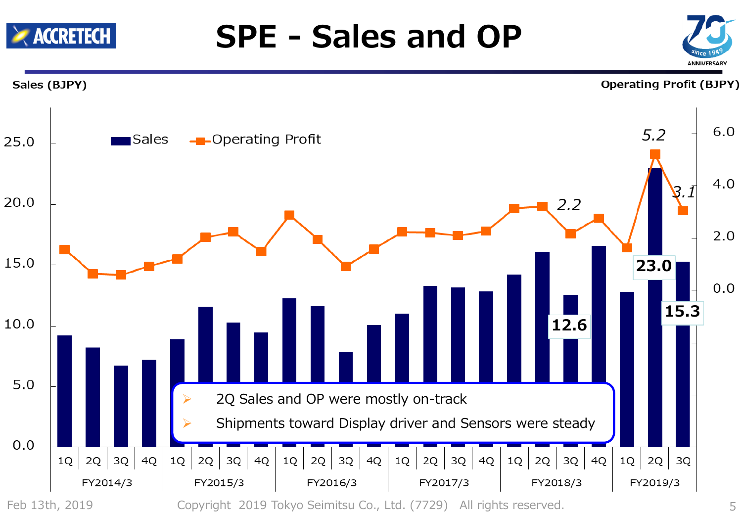# SPE - Sales and OP

Sales (BJPY) / Operating Profit (BJPY)

Legend: Sales, Operating Profit

| | FY2014/3 | | | | FY2015/3 | | | | FY2016/3 | | | | FY2017/3 | | | | FY2018/3 | | | | FY2019/3 | | |
|---|---|---|---|---|---|---|---|---|---|---|---|---|---|---|---|---|---|---|---|---|---|---|---|
| | 1Q | 2Q | 3Q | 4Q | 1Q | 2Q | 3Q | 4Q | 1Q | 2Q | 3Q | 4Q | 1Q | 2Q | 3Q | 4Q | 1Q | 2Q | 3Q | 4Q | 1Q | 2Q | 3Q |
| Sales | | | | | | | | | | | | | | | | | | | 12.6 | | | 23.0 | 15.3 |
| Operating Profit | | | | | | | | | | | | | | | | | | | 2.2 | | | 5.2 | 3.1 |

- 2Q Sales and OP were mostly on-track
- Shipments toward Display driver and Sensors were steady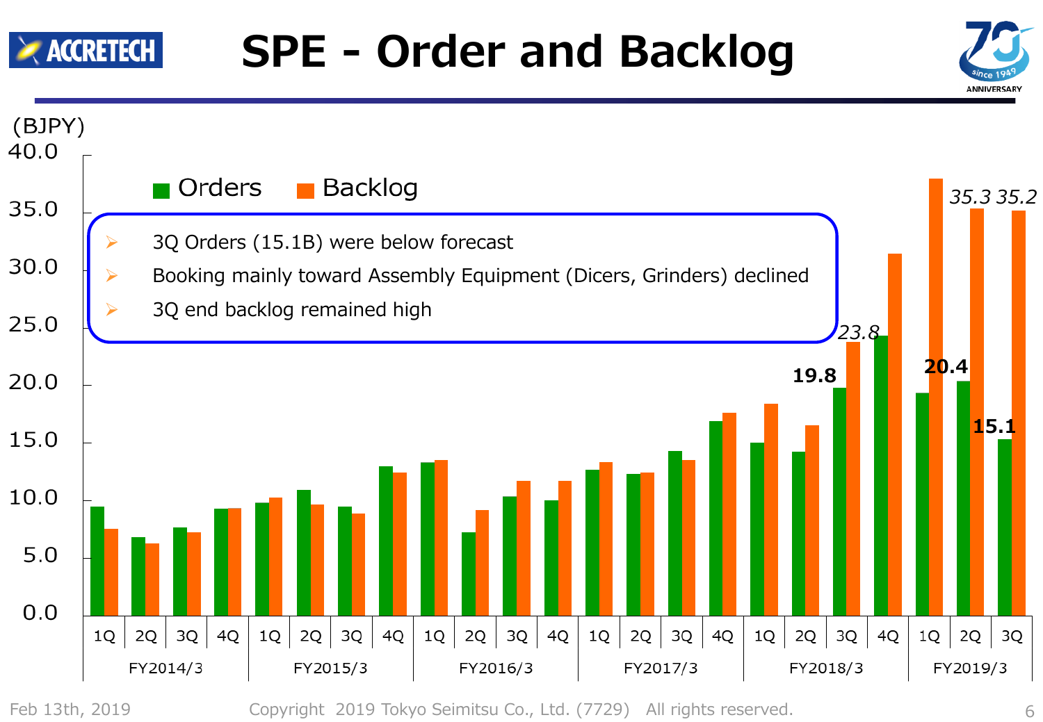# SPE - Order and Backlog

(BJPY)

- 3Q Orders (15.1B) were below forecast
- Booking mainly toward Assembly Equipment (Dicers, Grinders) declined
- 3Q end backlog remained high

Orders / Backlog

| Fiscal Year | Quarter | Orders | Backlog |
|---|---|---|---|
| FY2018/3 | 3Q | 19.8 | 23.8 |
| FY2019/3 | 2Q | 20.4 | 35.3 |
| FY2019/3 | 3Q | 15.1 | 35.2 |

Feb 13th, 2019

Copyright 2019 Tokyo Seimitsu Co., Ltd. (7729) All rights reserved.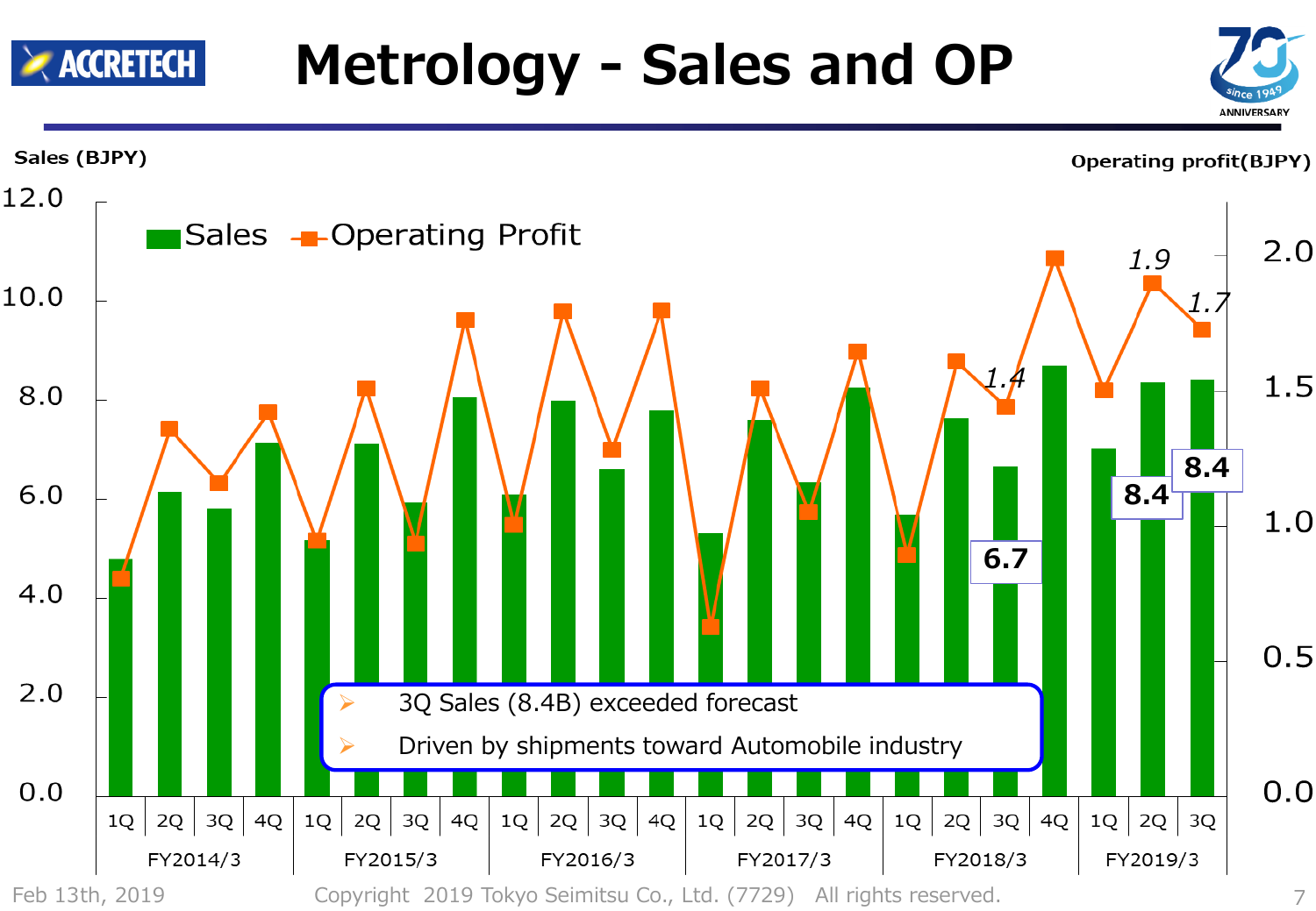# Metrology - Sales and OP

Sales (BJPY)

Operating profit(BJPY)

Sales / Operating Profit

| | 1Q | 2Q | 3Q | 4Q |
|---|---|---|---|---|
| FY2014/3 | | | | |
| FY2015/3 | | | | |
| FY2016/3 | | | | |
| FY2017/3 | | | | |
| FY2018/3 | | | 6.7 / *1.4* | |
| FY2019/3 | | 8.4 / *1.9* | 8.4 / *1.7* | |

- 3Q Sales (8.4B) exceeded forecast
- Driven by shipments toward Automobile industry

Feb 13th, 2019 Copyright 2019 Tokyo Seimitsu Co., Ltd. (7729) All rights reserved.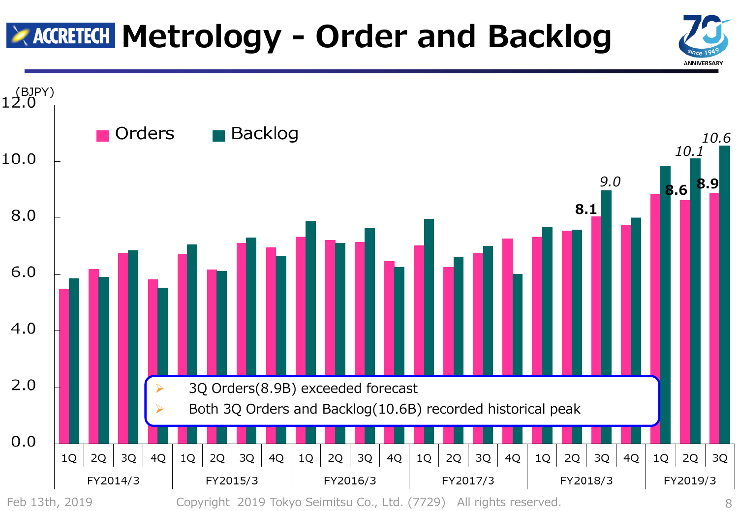# Metrology - Order and Backlog

(BJPY)

Orders / Backlog

| | | Orders | Backlog |
|---|---|---|---|
| FY2018/3 | 3Q | 8.1 | 9.0 |
| FY2019/3 | 2Q | 8.6 | 10.1 |
| FY2019/3 | 3Q | 8.9 | 10.6 |

- 3Q Orders(8.9B) exceeded forecast
- Both 3Q Orders and Backlog(10.6B) recorded historical peak

Feb 13th, 2019 Copyright 2019 Tokyo Seimitsu Co., Ltd. (7729) All rights reserved.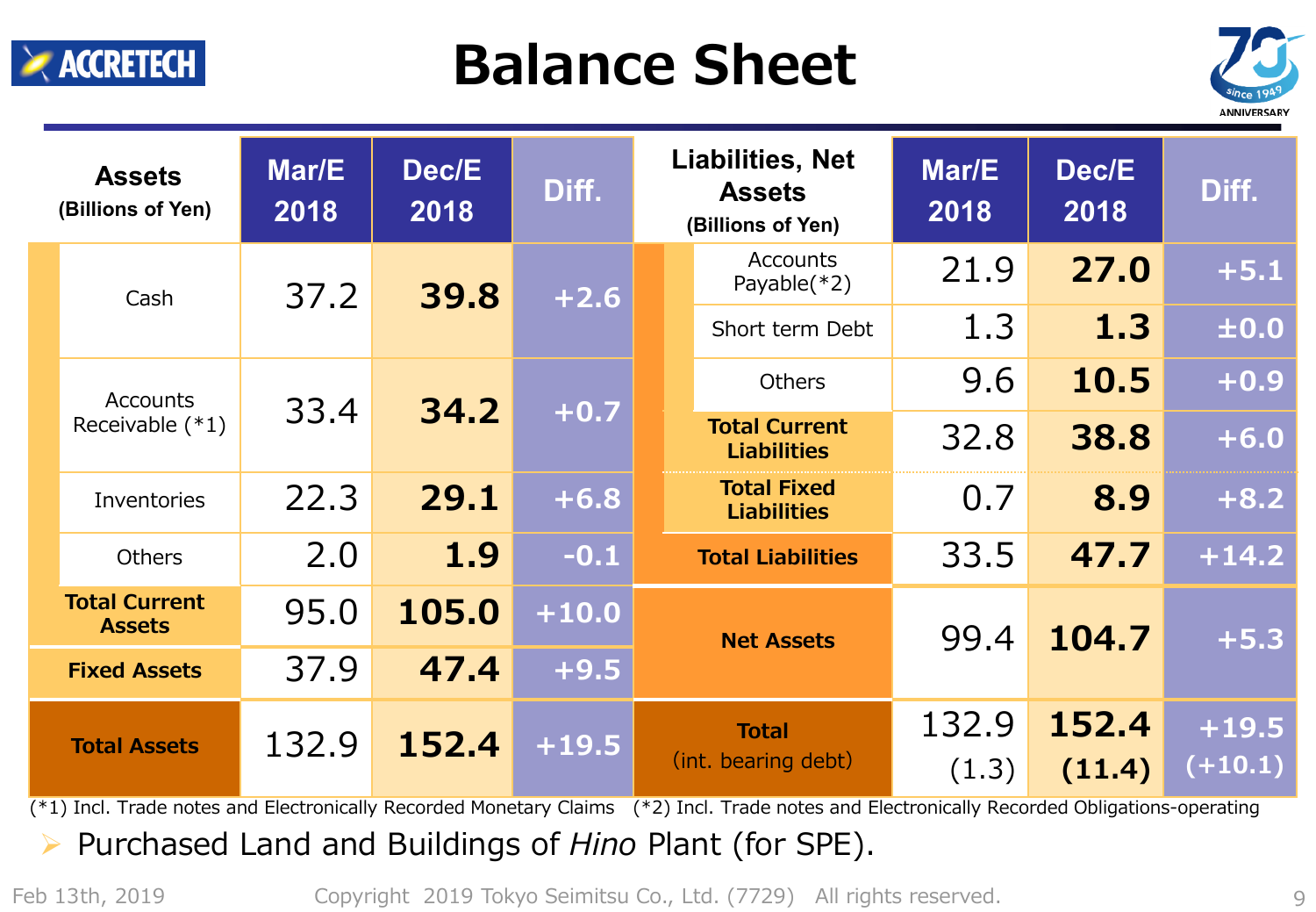# Balance Sheet

| Assets (Billions of Yen) | Mar/E 2018 | Dec/E 2018 | Diff. |
|---|---|---|---|
| Cash | 37.2 | **39.8** | +2.6 |
| Accounts Receivable (*1) | 33.4 | **34.2** | +0.7 |
| Inventories | 22.3 | **29.1** | +6.8 |
| Others | 2.0 | **1.9** | -0.1 |
| **Total Current Assets** | 95.0 | **105.0** | +10.0 |
| **Fixed Assets** | 37.9 | **47.4** | +9.5 |
| **Total Assets** | 132.9 | **152.4** | +19.5 |

| Liabilities, Net Assets (Billions of Yen) | Mar/E 2018 | Dec/E 2018 | Diff. |
|---|---|---|---|
| Accounts Payable(*2) | 21.9 | **27.0** | +5.1 |
| Short term Debt | 1.3 | **1.3** | ±0.0 |
| Others | 9.6 | **10.5** | +0.9 |
| **Total Current Liabilities** | 32.8 | **38.8** | +6.0 |
| **Total Fixed Liabilities** | 0.7 | **8.9** | +8.2 |
| **Total Liabilities** | 33.5 | **47.7** | +14.2 |
| **Net Assets** | 99.4 | **104.7** | +5.3 |
| **Total** (int. bearing debt) | 132.9 (1.3) | **152.4 (11.4)** | +19.5 (+10.1) |

(*1) Incl. Trade notes and Electronically Recorded Monetary Claims (*2) Incl. Trade notes and Electronically Recorded Obligations-operating

- Purchased Land and Buildings of *Hino* Plant (for SPE).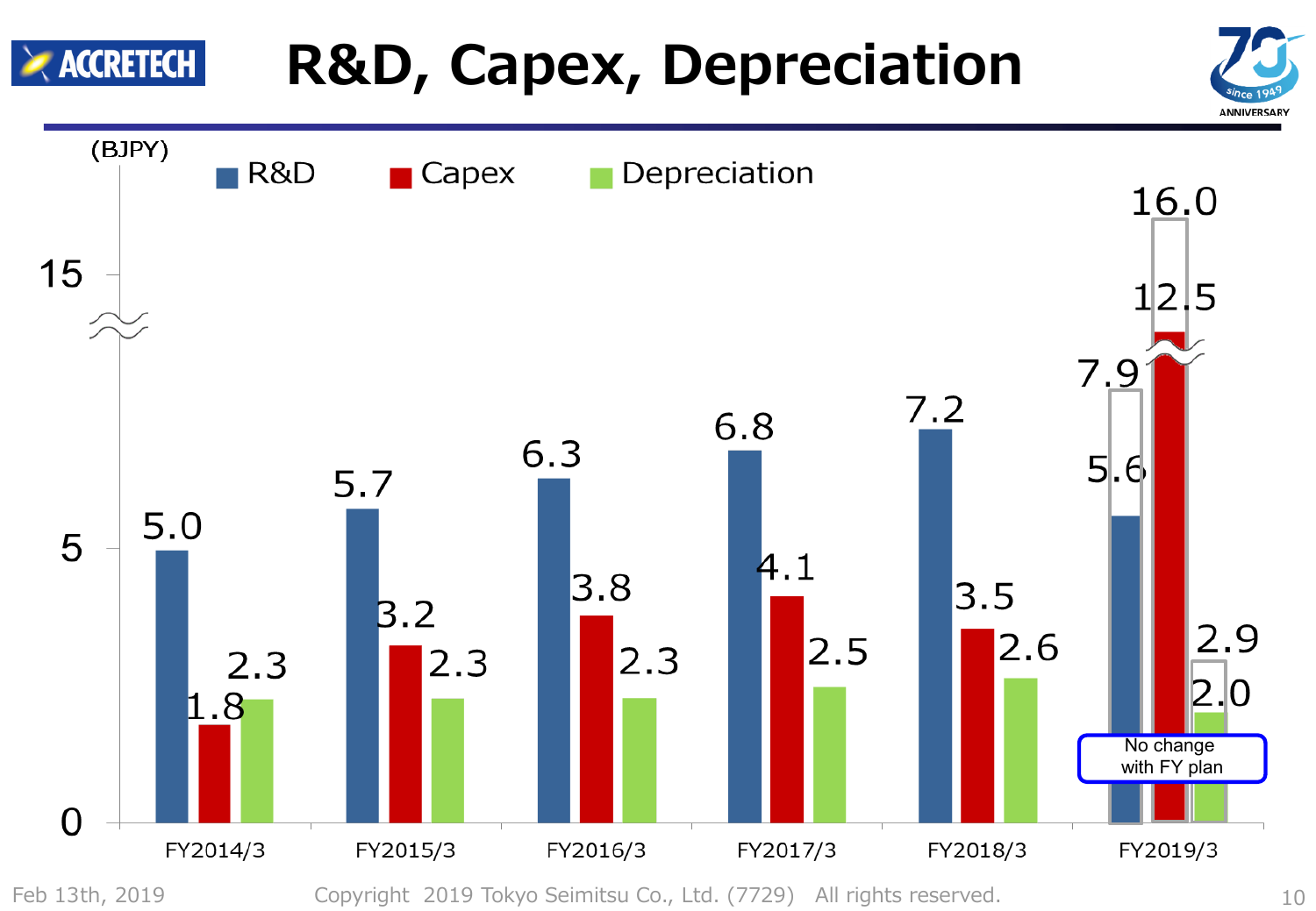# R&D, Capex, Depreciation

(BJPY)

| | R&D | Capex | Depreciation |
|---|---|---|---|
| FY2014/3 | 5.0 | 1.8 | 2.3 |
| FY2015/3 | 5.7 | 3.2 | 2.3 |
| FY2016/3 | 6.3 | 3.8 | 2.3 |
| FY2017/3 | 6.8 | 4.1 | 2.5 |
| FY2018/3 | 7.2 | 3.5 | 2.6 |
| FY2019/3 | 5.6 (7.9) | 12.5 (16.0) | 2.0 (2.9) |

No change with FY plan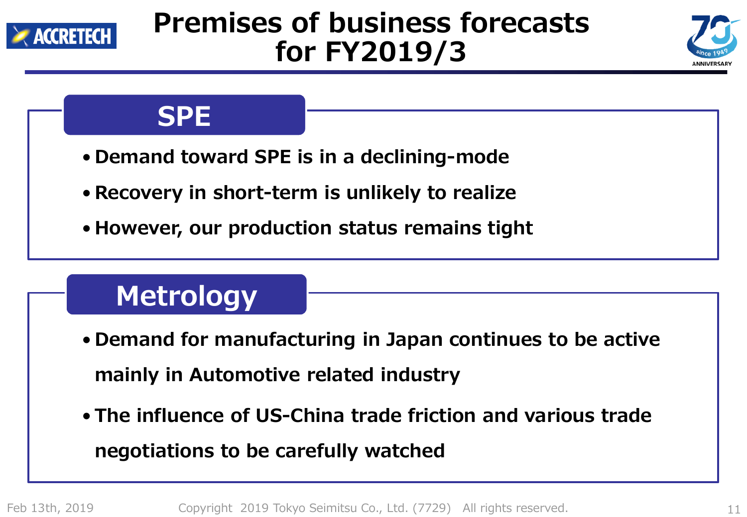# Premises of business forecasts for FY2019/3

## SPE

- Demand toward SPE is in a declining-mode
- Recovery in short-term is unlikely to realize
- However, our production status remains tight

## Metrology

- Demand for manufacturing in Japan continues to be active mainly in Automotive related industry
- The influence of US-China trade friction and various trade negotiations to be carefully watched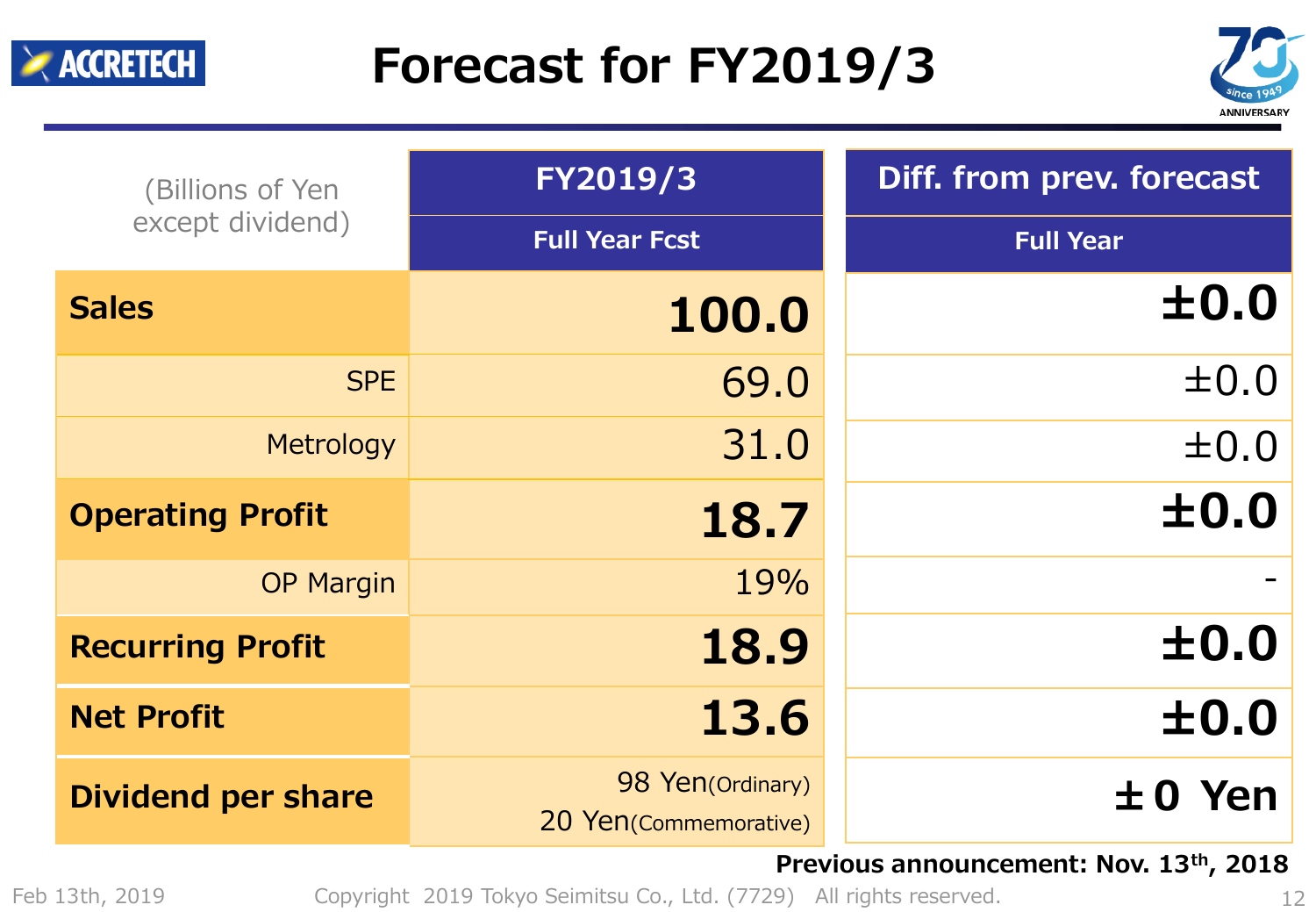# Forecast for FY2019/3

| (Billions of Yen except dividend) | FY2019/3 | Diff. from prev. forecast |
|---|---|---|
| | Full Year Fcst | Full Year |
| **Sales** | **100.0** | **±0.0** |
| SPE | 69.0 | ±0.0 |
| Metrology | 31.0 | ±0.0 |
| **Operating Profit** | **18.7** | **±0.0** |
| OP Margin | 19% | - |
| **Recurring Profit** | **18.9** | **±0.0** |
| **Net Profit** | **13.6** | **±0.0** |
| **Dividend per share** | 98 Yen(Ordinary)<br>20 Yen(Commemorative) | **±0 Yen** |

**Previous announcement: Nov. 13th, 2018**

Feb 13th, 2019

Copyright 2019 Tokyo Seimitsu Co., Ltd. (7729) All rights reserved.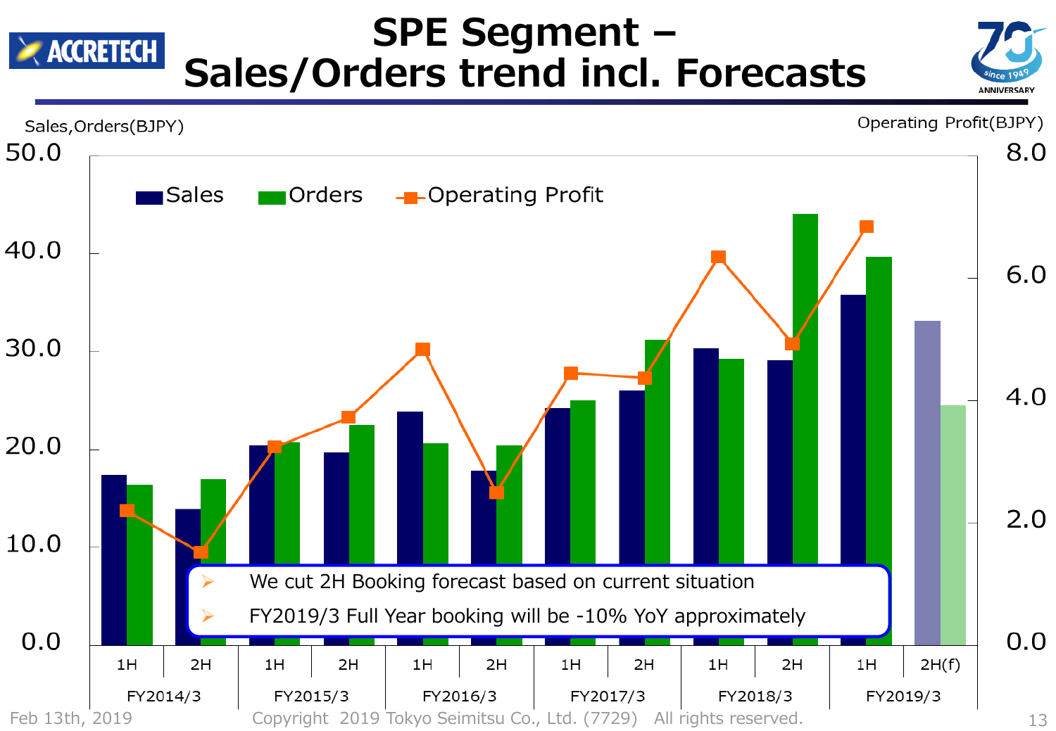# SPE Segment – Sales/Orders trend incl. Forecasts

Sales,Orders(BJPY)

Operating Profit(BJPY)

Sales Orders Operating Profit

- We cut 2H Booking forecast based on current situation
- FY2019/3 Full Year booking will be -10% YoY approximately

| | 1H | 2H | 1H | 2H | 1H | 2H | 1H | 2H | 1H | 2H | 1H | 2H(f) |
|---|---|---|---|---|---|---|---|---|---|---|---|---|
| | FY2014/3 | | FY2015/3 | | FY2016/3 | | FY2017/3 | | FY2018/3 | | FY2019/3 | |

Feb 13th, 2019

Copyright 2019 Tokyo Seimitsu Co., Ltd. (7729) All rights reserved.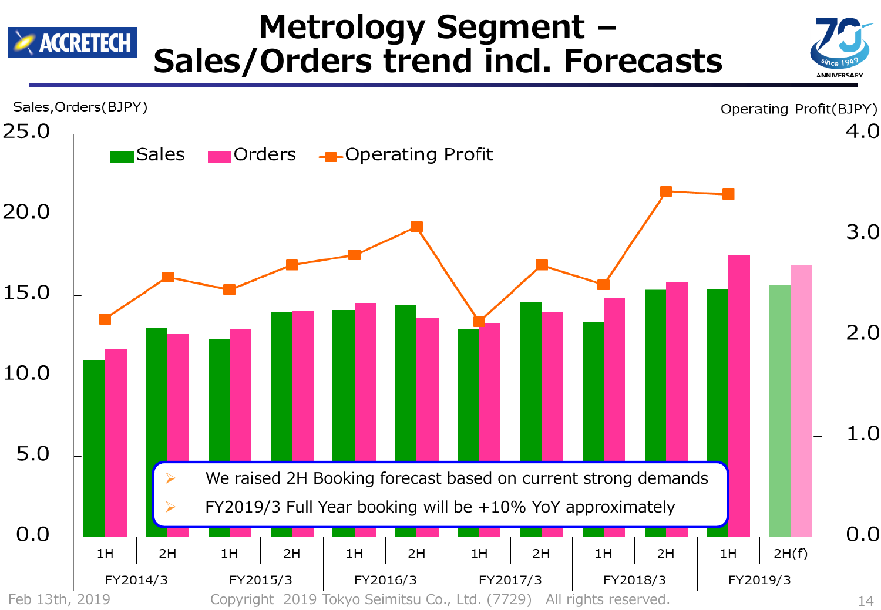# Metrology Segment – Sales/Orders trend incl. Forecasts

Sales,Orders(BJPY)

Operating Profit(BJPY)

Sales | Orders | Operating Profit

| | 1H | 2H |
|---|---|---|
| FY2014/3 | | |
| FY2015/3 | | |
| FY2016/3 | | |
| FY2017/3 | | |
| FY2018/3 | | |
| FY2019/3 | | 2H(f) |

- We raised 2H Booking forecast based on current strong demands
- FY2019/3 Full Year booking will be +10% YoY approximately

Feb 13th, 2019 Copyright 2019 Tokyo Seimitsu Co., Ltd. (7729) All rights reserved.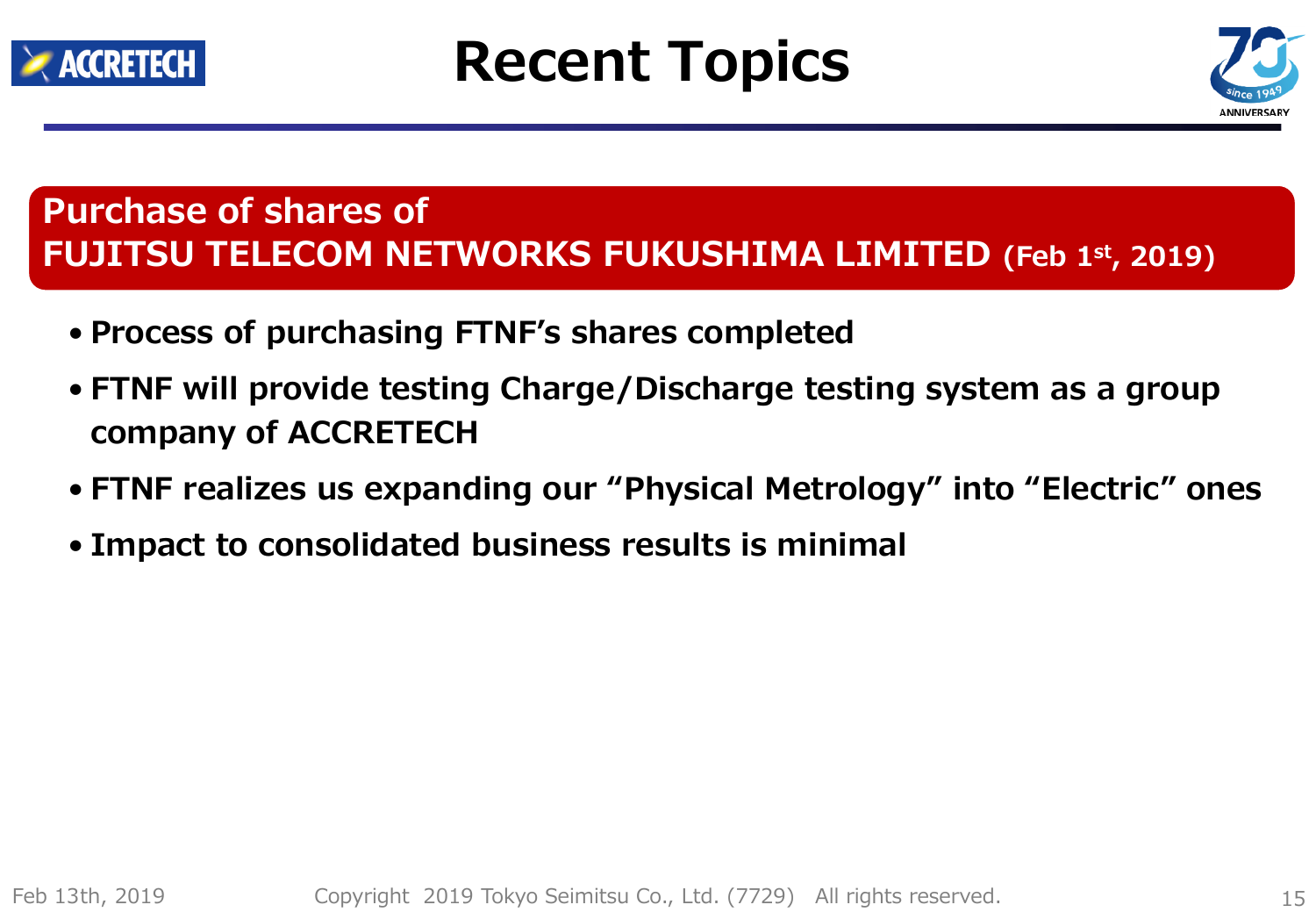# Recent Topics

## Purchase of shares of FUJITSU TELECOM NETWORKS FUKUSHIMA LIMITED (Feb 1st, 2019)

- **Process of purchasing FTNF's shares completed**
- **FTNF will provide testing Charge/Discharge testing system as a group company of ACCRETECH**
- **FTNF realizes us expanding our "Physical Metrology" into "Electric" ones**
- **Impact to consolidated business results is minimal**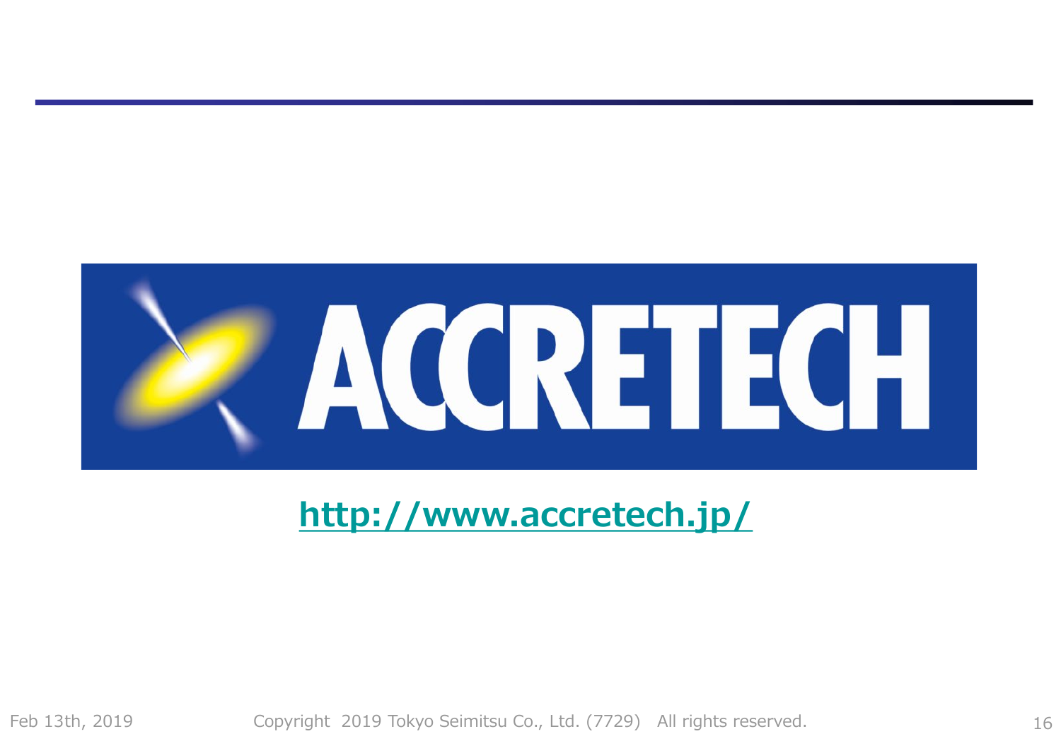ACCRETECH

http://www.accretech.jp/